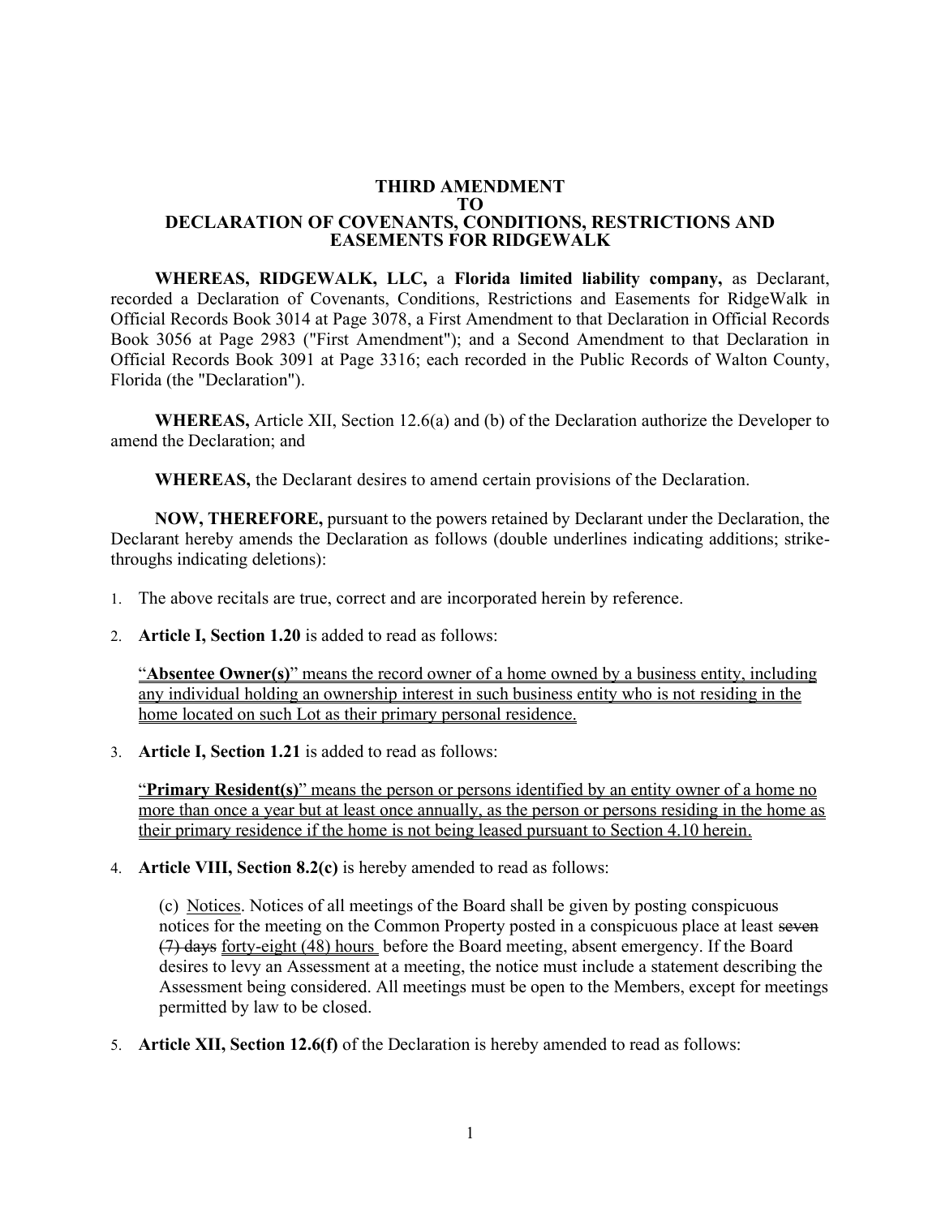# THIRD AMENDMENT TO DECLARATION OF COVENANTS, CONDITIONS, RESTRICTIONS AND EASEMENTS FOR RIDGEWALK

**WHEREAS, RIDGEWALK, LLC,** a **Florida limited liability company,** as Declarant, recorded a Declaration of Covenants, Conditions, Restrictions and Easements for RidgeWalk in Official Records Book 3014 at Page 3078, a First Amendment to that Declaration in Official Records Book 3056 at Page 2983 ("First Amendment"); and a Second Amendment to that Declaration in Official Records Book 3091 at Page 3316; each recorded in the Public Records of Walton County, Florida (the "Declaration").

**WHEREAS,** Article XII, Section 12.6(a) and (b) of the Declaration authorize the Developer to amend the Declaration; and

**WHEREAS,** the Declarant desires to amend certain provisions of the Declaration.

**NOW, THEREFORE,** pursuant to the powers retained by Declarant under the Declaration, the Declarant hereby amends the Declaration as follows (double underlines indicating additions; strike-throughs indicating deletions):

1. The above recitals are true, correct and are incorporated herein by reference.

2. **Article I, Section 1.20** is added to read as follows:

   <u>"**Absentee Owner(s)**" means the record owner of a home owned by a business entity, including any individual holding an ownership interest in such business entity who is not residing in the home located on such Lot as their primary personal residence.</u>

3. **Article I, Section 1.21** is added to read as follows:

   <u>"**Primary Resident(s)**" means the person or persons identified by an entity owner of a home no more than once a year but at least once annually, as the person or persons residing in the home as their primary residence if the home is not being leased pursuant to Section 4.10 herein.</u>

4. **Article VIII, Section 8.2(c)** is hereby amended to read as follows:

   (c) <u>Notices</u>. Notices of all meetings of the Board shall be given by posting conspicuous notices for the meeting on the Common Property posted in a conspicuous place at least ~~seven (7) days~~ <u>forty-eight (48) hours</u> before the Board meeting, absent emergency. If the Board desires to levy an Assessment at a meeting, the notice must include a statement describing the Assessment being considered. All meetings must be open to the Members, except for meetings permitted by law to be closed.

5. **Article XII, Section 12.6(f)** of the Declaration is hereby amended to read as follows: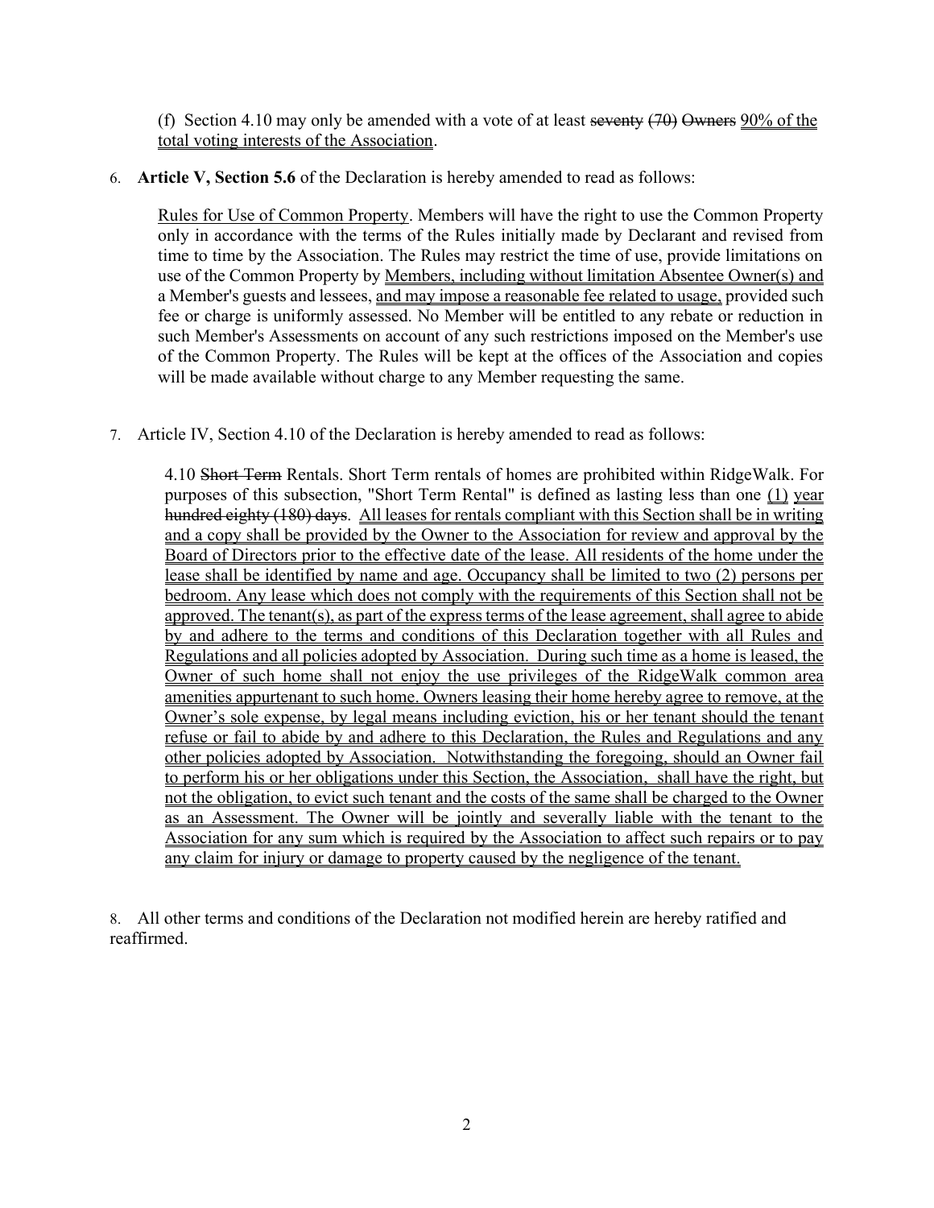(f) Section 4.10 may only be amended with a vote of at least ~~seventy (70) Owners~~ <u>90% of the total voting interests of the Association</u>.

6. **Article V, Section 5.6** of the Declaration is hereby amended to read as follows:

   <u>Rules for Use of Common Property</u>. Members will have the right to use the Common Property only in accordance with the terms of the Rules initially made by Declarant and revised from time to time by the Association. The Rules may restrict the time of use, provide limitations on use of the Common Property by <u>Members, including without limitation Absentee Owner(s) and</u> a Member's guests and lessees, <u>and may impose a reasonable fee related to usage,</u> provided such fee or charge is uniformly assessed. No Member will be entitled to any rebate or reduction in such Member's Assessments on account of any such restrictions imposed on the Member's use of the Common Property. The Rules will be kept at the offices of the Association and copies will be made available without charge to any Member requesting the same.

7. Article IV, Section 4.10 of the Declaration is hereby amended to read as follows:

   4.10 ~~Short Term~~ Rentals. Short Term rentals of homes are prohibited within RidgeWalk. For purposes of this subsection, "Short Term Rental" is defined as lasting less than one <u>(1) year</u> ~~hundred eighty (180) days~~. <u>All leases for rentals compliant with this Section shall be in writing and a copy shall be provided by the Owner to the Association for review and approval by the Board of Directors prior to the effective date of the lease. All residents of the home under the lease shall be identified by name and age. Occupancy shall be limited to two (2) persons per bedroom. Any lease which does not comply with the requirements of this Section shall not be approved. The tenant(s), as part of the express terms of the lease agreement, shall agree to abide by and adhere to the terms and conditions of this Declaration together with all Rules and Regulations and all policies adopted by Association. During such time as a home is leased, the Owner of such home shall not enjoy the use privileges of the RidgeWalk common area amenities appurtenant to such home. Owners leasing their home hereby agree to remove, at the Owner's sole expense, by legal means including eviction, his or her tenant should the tenant refuse or fail to abide by and adhere to this Declaration, the Rules and Regulations and any other policies adopted by Association. Notwithstanding the foregoing, should an Owner fail to perform his or her obligations under this Section, the Association, shall have the right, but not the obligation, to evict such tenant and the costs of the same shall be charged to the Owner as an Assessment. The Owner will be jointly and severally liable with the tenant to the Association for any sum which is required by the Association to affect such repairs or to pay any claim for injury or damage to property caused by the negligence of the tenant.</u>

8. All other terms and conditions of the Declaration not modified herein are hereby ratified and reaffirmed.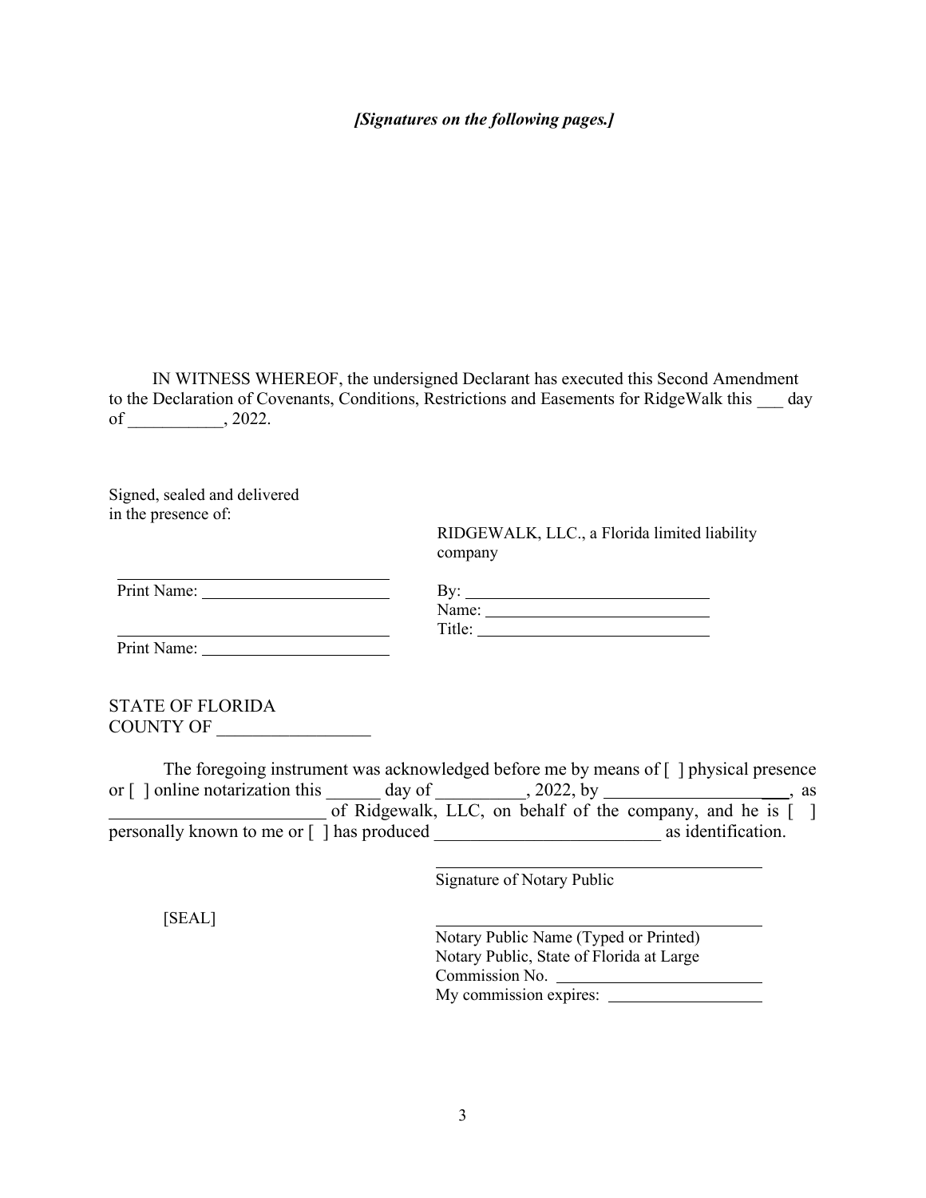*[Signatures on the following pages.]*

IN WITNESS WHEREOF, the undersigned Declarant has executed this Second Amendment to the Declaration of Covenants, Conditions, Restrictions and Easements for RidgeWalk this ___ day of ___________, 2022.

Signed, sealed and delivered
in the presence of:

RIDGEWALK, LLC., a Florida limited liability company

______________________________
Print Name: ____________________

By: ____________________________
Name: __________________________
Title: ___________________________

______________________________
Print Name: ____________________

STATE OF FLORIDA
COUNTY OF _________________

The foregoing instrument was acknowledged before me by means of [ ] physical presence or [ ] online notarization this ______ day of __________, 2022, by ______________________, as ________________________ of Ridgewalk, LLC, on behalf of the company, and he is [ ] personally known to me or [ ] has produced _________________________ as identification.

______________________________________
Signature of Notary Public

[SEAL]

______________________________________
Notary Public Name (Typed or Printed)
Notary Public, State of Florida at Large
Commission No. ________________________
My commission expires: __________________